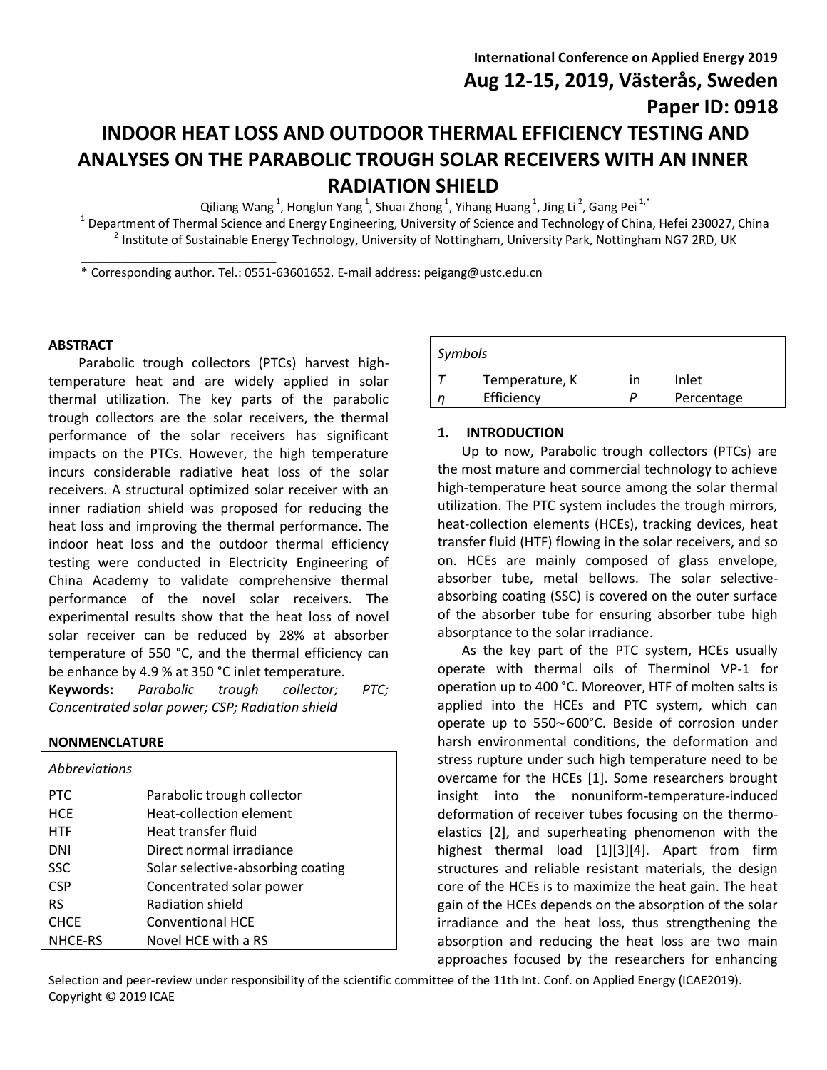International Conference on Applied Energy 2019
Aug 12-15, 2019, Västerås, Sweden
Paper ID: 0918

# INDOOR HEAT LOSS AND OUTDOOR THERMAL EFFICIENCY TESTING AND ANALYSES ON THE PARABOLIC TROUGH SOLAR RECEIVERS WITH AN INNER RADIATION SHIELD

Qiliang Wang [1], Honglun Yang [1], Shuai Zhong [1], Yihang Huang [1], Jing Li [2], Gang Pei [1,*]

[1] Department of Thermal Science and Energy Engineering, University of Science and Technology of China, Hefei 230027, China

[2] Institute of Sustainable Energy Technology, University of Nottingham, University Park, Nottingham NG7 2RD, UK

\* Corresponding author. Tel.: 0551-63601652. E-mail address: peigang@ustc.edu.cn

## ABSTRACT

Parabolic trough collectors (PTCs) harvest high-temperature heat and are widely applied in solar thermal utilization. The key parts of the parabolic trough collectors are the solar receivers, the thermal performance of the solar receivers has significant impacts on the PTCs. However, the high temperature incurs considerable radiative heat loss of the solar receivers. A structural optimized solar receiver with an inner radiation shield was proposed for reducing the heat loss and improving the thermal performance. The indoor heat loss and the outdoor thermal efficiency testing were conducted in Electricity Engineering of China Academy to validate comprehensive thermal performance of the novel solar receivers. The experimental results show that the heat loss of novel solar receiver can be reduced by 28% at absorber temperature of 550 °C, and the thermal efficiency can be enhance by 4.9 % at 350 °C inlet temperature.

**Keywords:** *Parabolic trough collector; PTC; Concentrated solar power; CSP; Radiation shield*

## NONMENCLATURE

| *Abbreviations* | |
|---|---|
| PTC | Parabolic trough collector |
| HCE | Heat-collection element |
| HTF | Heat transfer fluid |
| DNI | Direct normal irradiance |
| SSC | Solar selective-absorbing coating |
| CSP | Concentrated solar power |
| RS | Radiation shield |
| CHCE | Conventional HCE |
| NHCE-RS | Novel HCE with a RS |

| *Symbols* | | | |
|---|---|---|---|
| $T$ | Temperature, K | in | Inlet |
| $\eta$ | Efficiency | $P$ | Percentage |

## 1. INTRODUCTION

Up to now, Parabolic trough collectors (PTCs) are the most mature and commercial technology to achieve high-temperature heat source among the solar thermal utilization. The PTC system includes the trough mirrors, heat-collection elements (HCEs), tracking devices, heat transfer fluid (HTF) flowing in the solar receivers, and so on. HCEs are mainly composed of glass envelope, absorber tube, metal bellows. The solar selective-absorbing coating (SSC) is covered on the outer surface of the absorber tube for ensuring absorber tube high absorptance to the solar irradiance.

As the key part of the PTC system, HCEs usually operate with thermal oils of Therminol VP-1 for operation up to 400 °C. Moreover, HTF of molten salts is applied into the HCEs and PTC system, which can operate up to 550～600°C. Beside of corrosion under harsh environmental conditions, the deformation and stress rupture under such high temperature need to be overcame for the HCEs [1]. Some researchers brought insight into the nonuniform-temperature-induced deformation of receiver tubes focusing on the thermo-elastics [2], and superheating phenomenon with the highest thermal load [1][3][4]. Apart from firm structures and reliable resistant materials, the design core of the HCEs is to maximize the heat gain. The heat gain of the HCEs depends on the absorption of the solar irradiance and the heat loss, thus strengthening the absorption and reducing the heat loss are two main approaches focused by the researchers for enhancing

Selection and peer-review under responsibility of the scientific committee of the 11th Int. Conf. on Applied Energy (ICAE2019).
Copyright © 2019 ICAE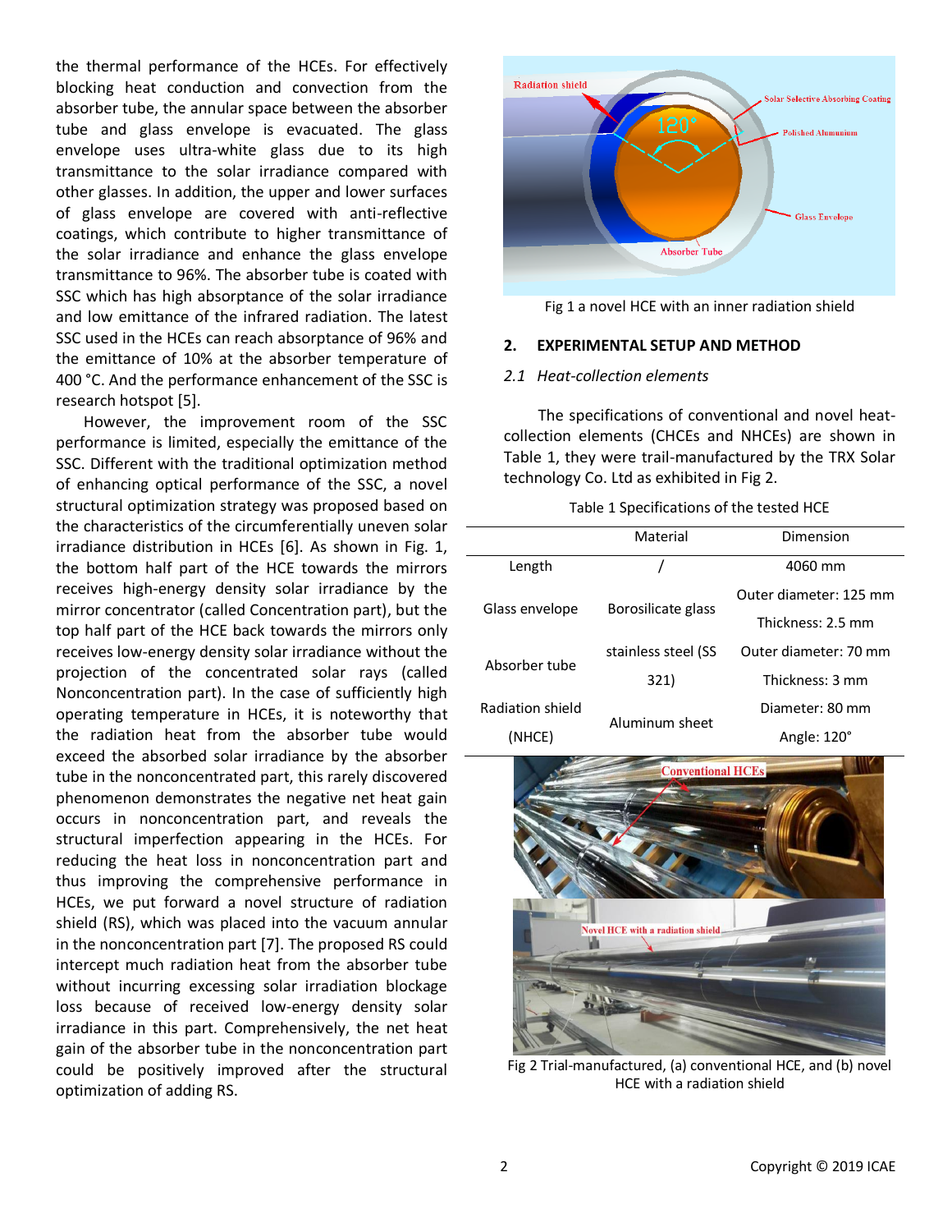the thermal performance of the HCEs. For effectively blocking heat conduction and convection from the absorber tube, the annular space between the absorber tube and glass envelope is evacuated. The glass envelope uses ultra-white glass due to its high transmittance to the solar irradiance compared with other glasses. In addition, the upper and lower surfaces of glass envelope are covered with anti-reflective coatings, which contribute to higher transmittance of the solar irradiance and enhance the glass envelope transmittance to 96%. The absorber tube is coated with SSC which has high absorptance of the solar irradiance and low emittance of the infrared radiation. The latest SSC used in the HCEs can reach absorptance of 96% and the emittance of 10% at the absorber temperature of 400 °C. And the performance enhancement of the SSC is research hotspot [5].

However, the improvement room of the SSC performance is limited, especially the emittance of the SSC. Different with the traditional optimization method of enhancing optical performance of the SSC, a novel structural optimization strategy was proposed based on the characteristics of the circumferentially uneven solar irradiance distribution in HCEs [6]. As shown in Fig. 1, the bottom half part of the HCE towards the mirrors receives high-energy density solar irradiance by the mirror concentrator (called Concentration part), but the top half part of the HCE back towards the mirrors only receives low-energy density solar irradiance without the projection of the concentrated solar rays (called Nonconcentration part). In the case of sufficiently high operating temperature in HCEs, it is noteworthy that the radiation heat from the absorber tube would exceed the absorbed solar irradiance by the absorber tube in the nonconcentrated part, this rarely discovered phenomenon demonstrates the negative net heat gain occurs in nonconcentration part, and reveals the structural imperfection appearing in the HCEs. For reducing the heat loss in nonconcentration part and thus improving the comprehensive performance in HCEs, we put forward a novel structure of radiation shield (RS), which was placed into the vacuum annular in the nonconcentration part [7]. The proposed RS could intercept much radiation heat from the absorber tube without incurring excessing solar irradiation blockage loss because of received low-energy density solar irradiance in this part. Comprehensively, the net heat gain of the absorber tube in the nonconcentration part could be positively improved after the structural optimization of adding RS.

Fig 1 a novel HCE with an inner radiation shield

## 2. EXPERIMENTAL SETUP AND METHOD

### *2.1 Heat-collection elements*

The specifications of conventional and novel heat-collection elements (CHCEs and NHCEs) are shown in Table 1, they were trail-manufactured by the TRX Solar technology Co. Ltd as exhibited in Fig 2.

Table 1 Specifications of the tested HCE

| | Material | Dimension |
|---|---|---|
| Length | / | 4060 mm |
| Glass envelope | Borosilicate glass | Outer diameter: 125 mm<br>Thickness: 2.5 mm |
| Absorber tube | stainless steel (SS 321) | Outer diameter: 70 mm<br>Thickness: 3 mm |
| Radiation shield (NHCE) | Aluminum sheet | Diameter: 80 mm<br>Angle: 120° |

Fig 2 Trial-manufactured, (a) conventional HCE, and (b) novel HCE with a radiation shield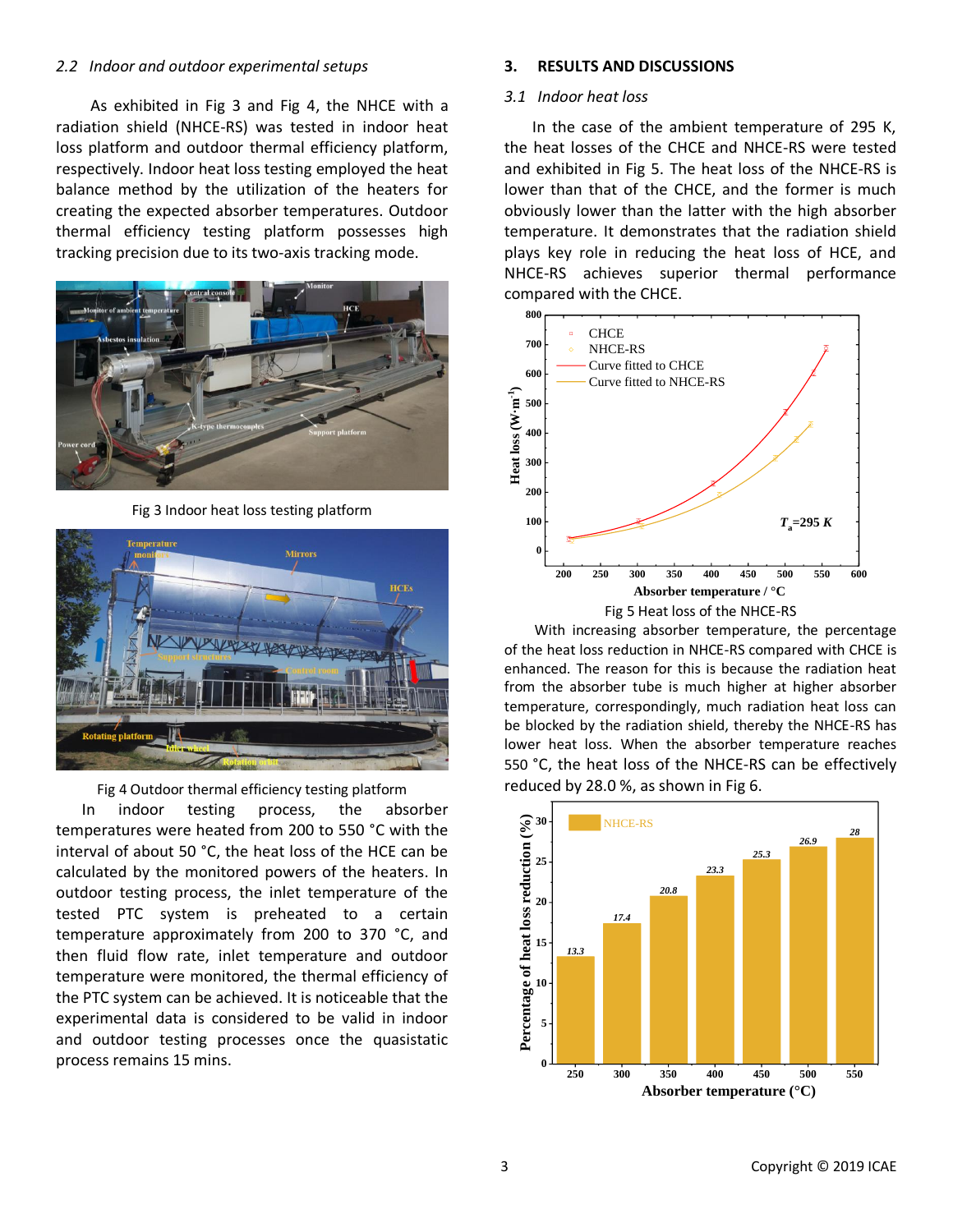*2.2 Indoor and outdoor experimental setups*

As exhibited in Fig 3 and Fig 4, the NHCE with a radiation shield (NHCE-RS) was tested in indoor heat loss platform and outdoor thermal efficiency platform, respectively. Indoor heat loss testing employed the heat balance method by the utilization of the heaters for creating the expected absorber temperatures. Outdoor thermal efficiency testing platform possesses high tracking precision due to its two-axis tracking mode.

Fig 3 Indoor heat loss testing platform

Fig 4 Outdoor thermal efficiency testing platform

In indoor testing process, the absorber temperatures were heated from 200 to 550 °C with the interval of about 50 °C, the heat loss of the HCE can be calculated by the monitored powers of the heaters. In outdoor testing process, the inlet temperature of the tested PTC system is preheated to a certain temperature approximately from 200 to 370 °C, and then fluid flow rate, inlet temperature and outdoor temperature were monitored, the thermal efficiency of the PTC system can be achieved. It is noticeable that the experimental data is considered to be valid in indoor and outdoor testing processes once the quasistatic process remains 15 mins.

## 3. RESULTS AND DISCUSSIONS

*3.1 Indoor heat loss*

In the case of the ambient temperature of 295 K, the heat losses of the CHCE and NHCE-RS were tested and exhibited in Fig 5. The heat loss of the NHCE-RS is lower than that of the CHCE, and the former is much obviously lower than the latter with the high absorber temperature. It demonstrates that the radiation shield plays key role in reducing the heat loss of HCE, and NHCE-RS achieves superior thermal performance compared with the CHCE.

Fig 5 Heat loss of the NHCE-RS

With increasing absorber temperature, the percentage of the heat loss reduction in NHCE-RS compared with CHCE is enhanced. The reason for this is because the radiation heat from the absorber tube is much higher at higher absorber temperature, correspondingly, much radiation heat loss can be blocked by the radiation shield, thereby the NHCE-RS has lower heat loss. When the absorber temperature reaches 550 °C, the heat loss of the NHCE-RS can be effectively reduced by 28.0 %, as shown in Fig 6.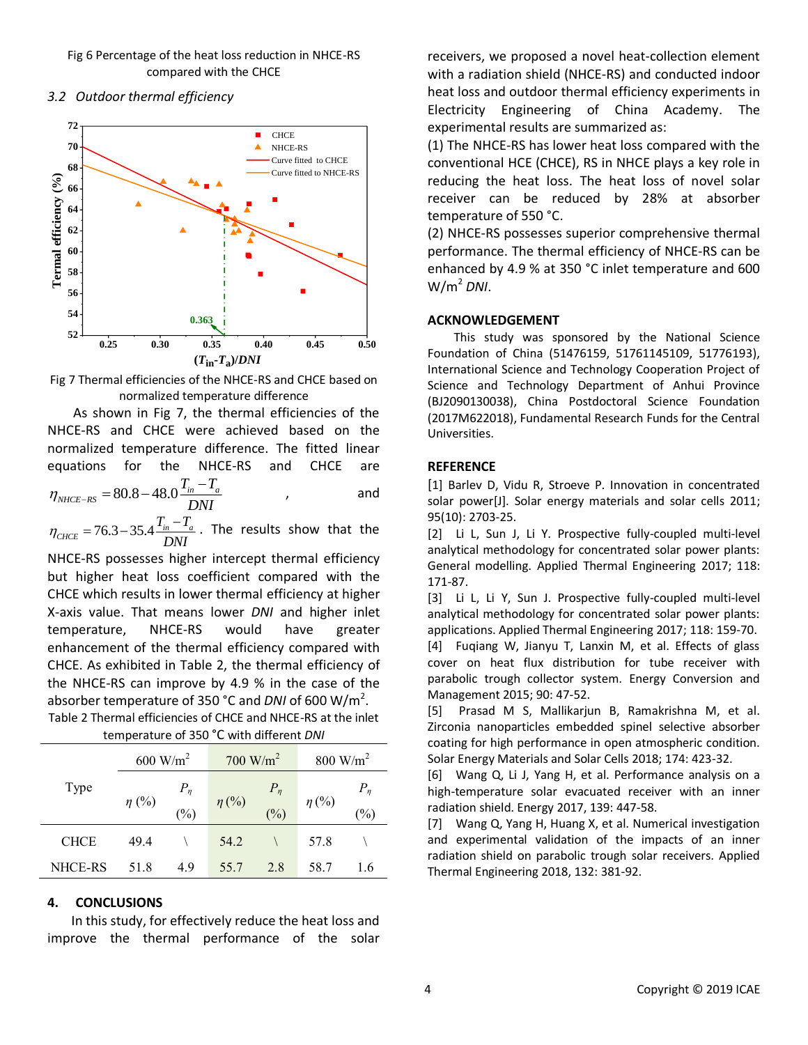Fig 6 Percentage of the heat loss reduction in NHCE-RS compared with the CHCE

### 3.2 Outdoor thermal efficiency

72
70
68
66
64
62
60
58
56
54
52
Termal efficiency (%)
0.25 0.30 0.35 0.40 0.45 0.50
$(T_{in}-T_a)/DNI$
0.363
CHCE
NHCE-RS
Curve fitted to CHCE
Curve fitted to NHCE-RS

Fig 7 Thermal efficiencies of the NHCE-RS and CHCE based on normalized temperature difference

As shown in Fig 7, the thermal efficiencies of the NHCE-RS and CHCE were achieved based on the normalized temperature difference. The fitted linear equations for the NHCE-RS and CHCE are $\eta_{NHCE-RS} = 80.8 - 48.0\dfrac{T_{in}-T_a}{DNI}$, and $\eta_{CHCE} = 76.3 - 35.4\dfrac{T_{in}-T_a}{DNI}$. The results show that the NHCE-RS possesses higher intercept thermal efficiency but higher heat loss coefficient compared with the CHCE which results in lower thermal efficiency at higher X-axis value. That means lower *DNI* and higher inlet temperature, NHCE-RS would have greater enhancement of the thermal efficiency compared with CHCE. As exhibited in Table 2, the thermal efficiency of the NHCE-RS can improve by 4.9 % in the case of the absorber temperature of 350 °C and *DNI* of 600 W/m$^2$.

Table 2 Thermal efficiencies of CHCE and NHCE-RS at the inlet temperature of 350 °C with different *DNI*

| Type | 600 W/m$^2$ | | 700 W/m$^2$ | | 800 W/m$^2$ | |
|---|---|---|---|---|---|---|
| | $\eta$ (%) | $P_\eta$ (%) | $\eta$ (%) | $P_\eta$ (%) | $\eta$ (%) | $P_\eta$ (%) |
| CHCE | 49.4 | \ | 54.2 | \ | 57.8 | \ |
| NHCE-RS | 51.8 | 4.9 | 55.7 | 2.8 | 58.7 | 1.6 |

## 4. CONCLUSIONS

In this study, for effectively reduce the heat loss and improve the thermal performance of the solar receivers, we proposed a novel heat-collection element with a radiation shield (NHCE-RS) and conducted indoor heat loss and outdoor thermal efficiency experiments in Electricity Engineering of China Academy. The experimental results are summarized as:

(1) The NHCE-RS has lower heat loss compared with the conventional HCE (CHCE), RS in NHCE plays a key role in reducing the heat loss. The heat loss of novel solar receiver can be reduced by 28% at absorber temperature of 550 °C.

(2) NHCE-RS possesses superior comprehensive thermal performance. The thermal efficiency of NHCE-RS can be enhanced by 4.9 % at 350 °C inlet temperature and 600 W/m$^2$ *DNI*.

## ACKNOWLEDGEMENT

This study was sponsored by the National Science Foundation of China (51476159, 51761145109, 51776193), International Science and Technology Cooperation Project of Science and Technology Department of Anhui Province (BJ2090130038), China Postdoctoral Science Foundation (2017M622018), Fundamental Research Funds for the Central Universities.

## REFERENCE

[1] Barlev D, Vidu R, Stroeve P. Innovation in concentrated solar power[J]. Solar energy materials and solar cells 2011; 95(10): 2703-25.

[2] Li L, Sun J, Li Y. Prospective fully-coupled multi-level analytical methodology for concentrated solar power plants: General modelling. Applied Thermal Engineering 2017; 118: 171-87.

[3] Li L, Li Y, Sun J. Prospective fully-coupled multi-level analytical methodology for concentrated solar power plants: applications. Applied Thermal Engineering 2017; 118: 159-70.

[4] Fuqiang W, Jianyu T, Lanxin M, et al. Effects of glass cover on heat flux distribution for tube receiver with parabolic trough collector system. Energy Conversion and Management 2015; 90: 47-52.

[5] Prasad M S, Mallikarjun B, Ramakrishna M, et al. Zirconia nanoparticles embedded spinel selective absorber coating for high performance in open atmospheric condition. Solar Energy Materials and Solar Cells 2018; 174: 423-32.

[6] Wang Q, Li J, Yang H, et al. Performance analysis on a high-temperature solar evacuated receiver with an inner radiation shield. Energy 2017, 139: 447-58.

[7] Wang Q, Yang H, Huang X, et al. Numerical investigation and experimental validation of the impacts of an inner radiation shield on parabolic trough solar receivers. Applied Thermal Engineering 2018, 132: 381-92.